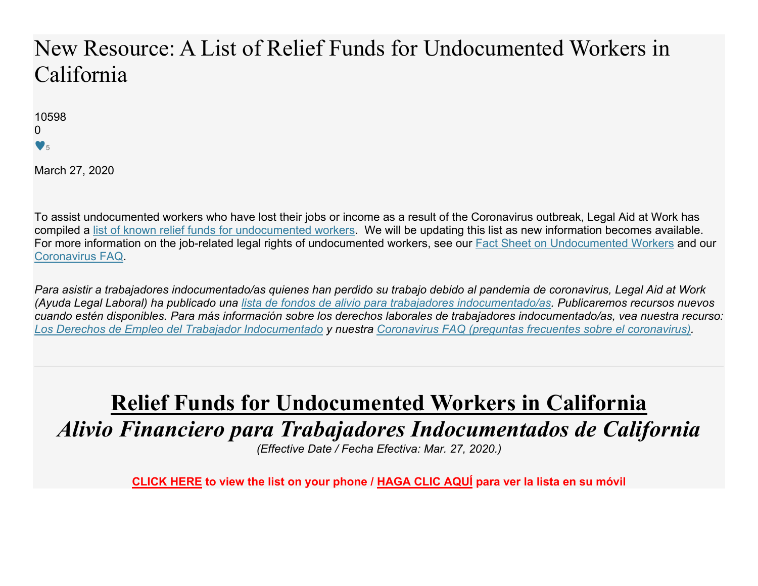# New Resource: A List of Relief Funds for Undocumented Workers in California

10598
0
♥5

March 27, 2020

To assist undocumented workers who have lost their jobs or income as a result of the Coronavirus outbreak, Legal Aid at Work has compiled a list of known relief funds for undocumented workers. We will be updating this list as new information becomes available. For more information on the job-related legal rights of undocumented workers, see our Fact Sheet on Undocumented Workers and our Coronavirus FAQ.

*Para asistir a trabajadores indocumentado/as quienes han perdido su trabajo debido al pandemia de coronavirus, Legal Aid at Work (Ayuda Legal Laboral) ha publicado una lista de fondos de alivio para trabajadores indocumentado/as. Publicaremos recursos nuevos cuando estén disponibles. Para más información sobre los derechos laborales de trabajadores indocumentado/as, vea nuestra recurso: Los Derechos de Empleo del Trabajador Indocumentado y nuestra Coronavirus FAQ (preguntas frecuentes sobre el coronavirus).*

---

## Relief Funds for Undocumented Workers in California

## *Alivio Financiero para Trabajadores Indocumentados de California*

*(Effective Date / Fecha Efectiva: Mar. 27, 2020.)*

**CLICK HERE to view the list on your phone / HAGA CLIC AQUÍ para ver la lista en su móvil**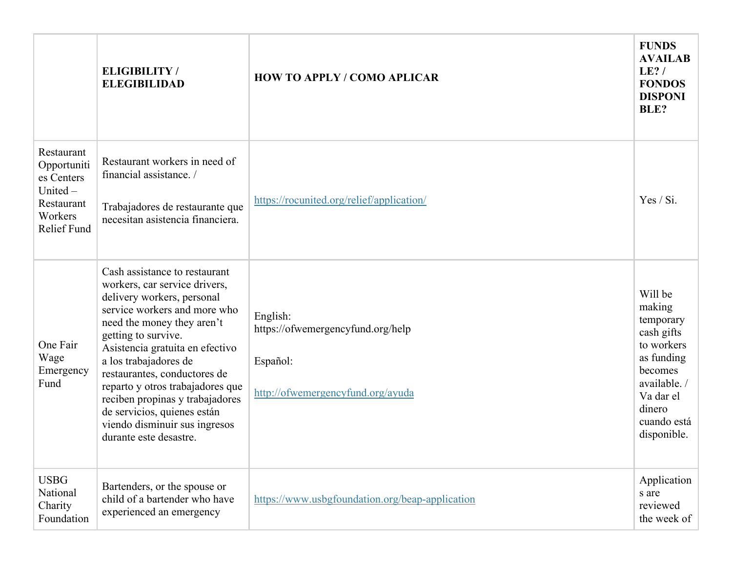| | ELIGIBILITY / ELEGIBILIDAD | HOW TO APPLY / COMO APLICAR | FUNDS AVAILABLE? / FONDOS DISPONIBLE? |
|---|---|---|---|
| Restaurant Opportunities Centers United – Restaurant Workers Relief Fund | Restaurant workers in need of financial assistance. / Trabajadores de restaurante que necesitan asistencia financiera. | https://rocunited.org/relief/application/ | Yes / Si. |
| One Fair Wage Emergency Fund | Cash assistance to restaurant workers, car service drivers, delivery workers, personal service workers and more who need the money they aren't getting to survive. Asistencia gratuita en efectivo a los trabajadores de restaurantes, conductores de reparto y otros trabajadores que reciben propinas y trabajadores de servicios, quienes están viendo disminuir sus ingresos durante este desastre. | English: https://ofwemergencyfund.org/help Español: http://ofwemergencyfund.org/ayuda | Will be making temporary cash gifts to workers as funding becomes available. / Va dar el dinero cuando está disponible. |
| USBG National Charity Foundation | Bartenders, or the spouse or child of a bartender who have experienced an emergency | https://www.usbgfoundation.org/beap-application | Applications are reviewed the week of |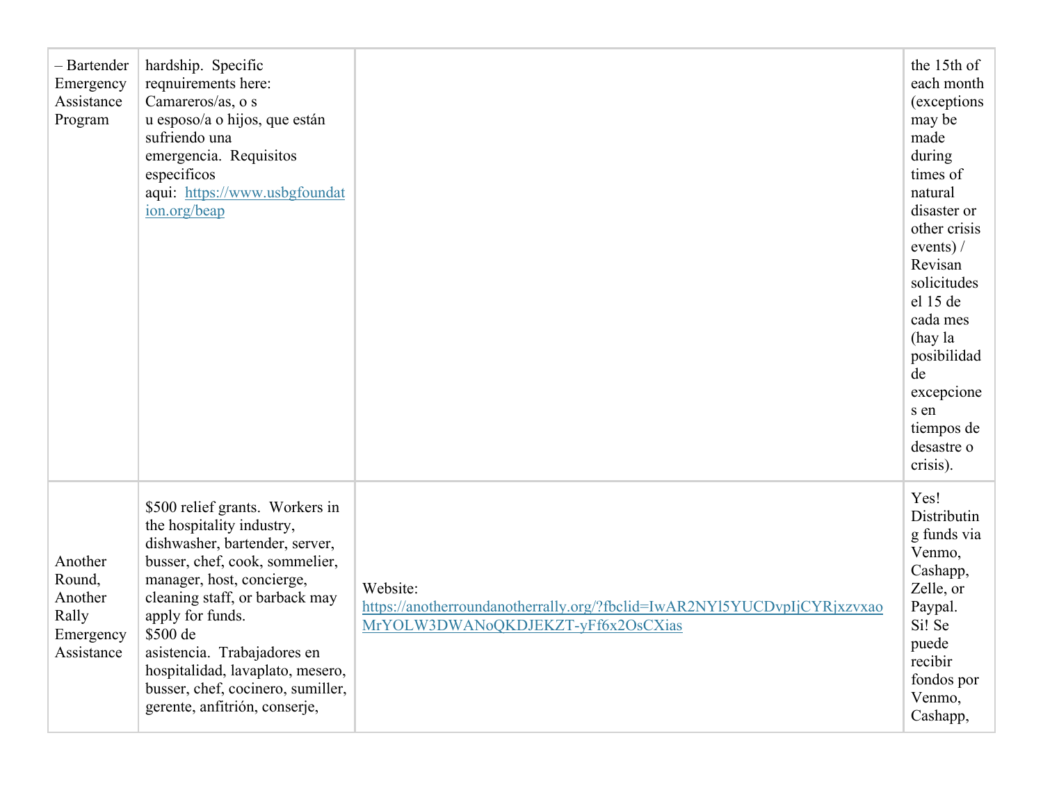| | | | |
|---|---|---|---|
| – Bartender Emergency Assistance Program | hardship. Specific reqnuirements here: Camareros/as, o su esposo/a o hijos, que están sufriendo una emergencia. Requisitos especificos aqui: [https://www.usbgfoundation.org/beap](https://www.usbgfoundation.org/beap) | | the 15th of each month (exceptions may be made during times of natural disaster or other crisis events) / Revisan solicitudes el 15 de cada mes (hay la posibilidad de excepciones en tiempos de desastre o crisis). |
| Another Round, Another Rally Emergency Assistance | $500 relief grants. Workers in the hospitality industry, dishwasher, bartender, server, busser, chef, cook, sommelier, manager, host, concierge, cleaning staff, or barback may apply for funds. $500 de asistencia. Trabajadores en hospitalidad, lavaplato, mesero, busser, chef, cocinero, sumiller, gerente, anfitrión, conserje, | Website: [https://anotherroundanotherrally.org/?fbclid=IwAR2NYl5YUCDvpIjCYRjxzvxaoMrYOLW3DWANoQKDJEKZT-yFf6x2OsCXias](https://anotherroundanotherrally.org/?fbclid=IwAR2NYl5YUCDvpIjCYRjxzvxaoMrYOLW3DWANoQKDJEKZT-yFf6x2OsCXias) | Yes! Distributing funds via Venmo, Cashapp, Zelle, or Paypal. Si! Se puede recibir fondos por Venmo, Cashapp, |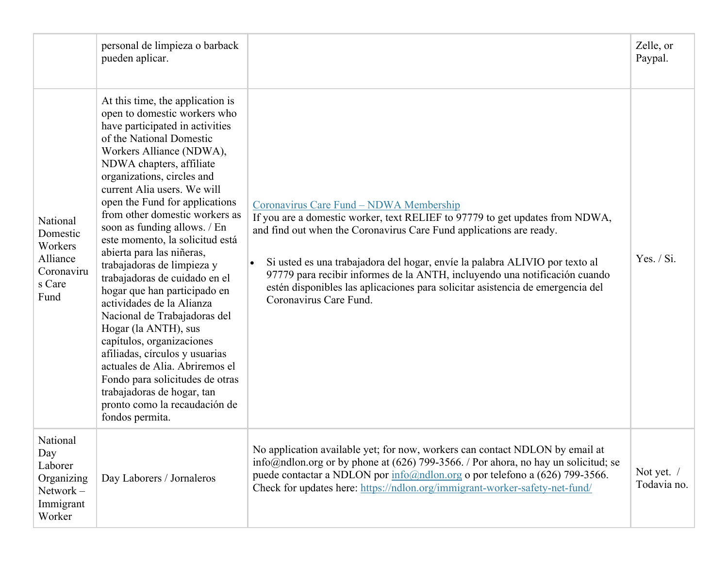| | | | |
|---|---|---|---|
| | personal de limpieza o barback pueden aplicar. | | Zelle, or Paypal. |
| National Domestic Workers Alliance Coronavirus Care Fund | At this time, the application is open to domestic workers who have participated in activities of the National Domestic Workers Alliance (NDWA), NDWA chapters, affiliate organizations, circles and current Alia users. We will open the Fund for applications from other domestic workers as soon as funding allows. / En este momento, la solicitud está abierta para las niñeras, trabajadoras de limpieza y trabajadoras de cuidado en el hogar que han participado en actividades de la Alianza Nacional de Trabajadoras del Hogar (la ANTH), sus capítulos, organizaciones afiliadas, círculos y usuarias actuales de Alia. Abriremos el Fondo para solicitudes de otras trabajadoras de hogar, tan pronto como la recaudación de fondos permita. | Coronavirus Care Fund – NDWA Membership<br>If you are a domestic worker, text RELIEF to 97779 to get updates from NDWA, and find out when the Coronavirus Care Fund applications are ready.<br><br>• Si usted es una trabajadora del hogar, envíe la palabra ALIVIO por texto al 97779 para recibir informes de la ANTH, incluyendo una notificación cuando estén disponibles las aplicaciones para solicitar asistencia de emergencia del Coronavirus Care Fund. | Yes. / Si. |
| National Day Laborer Organizing Network – Immigrant Worker | Day Laborers / Jornaleros | No application available yet; for now, workers can contact NDLON by email at info@ndlon.org or by phone at (626) 799-3566. / Por ahora, no hay un solicitud; se puede contactar a NDLON por info@ndlon.org o por telefono a (626) 799-3566. Check for updates here: https://ndlon.org/immigrant-worker-safety-net-fund/ | Not yet. / Todavia no. |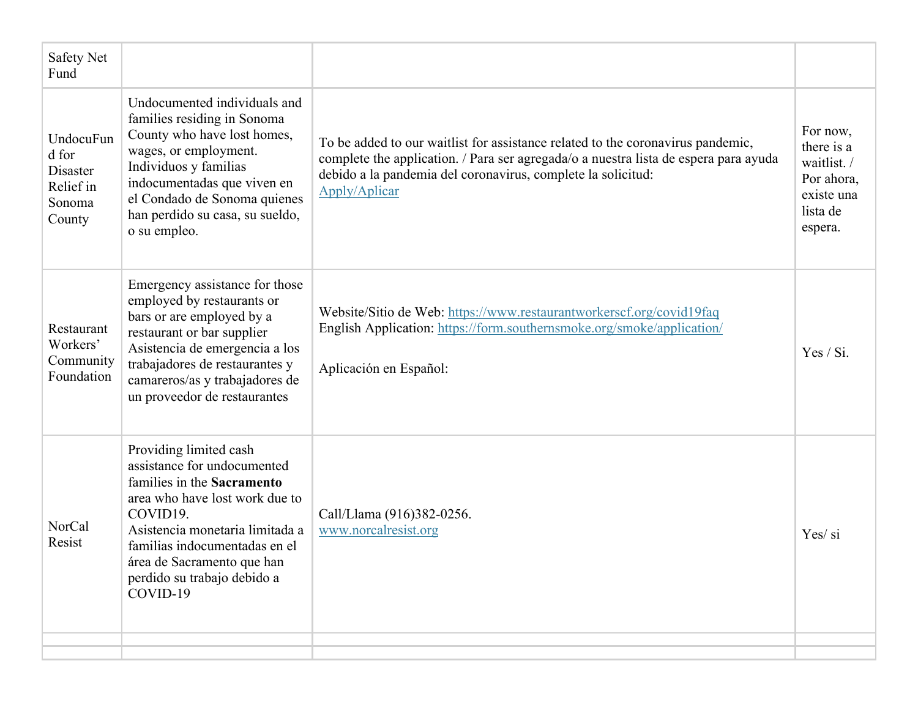| Safety Net Fund | | | |
|---|---|---|---|
| UndocuFund for Disaster Relief in Sonoma County | Undocumented individuals and families residing in Sonoma County who have lost homes, wages, or employment. Individuos y familias indocumentadas que viven en el Condado de Sonoma quienes han perdido su casa, su sueldo, o su empleo. | To be added to our waitlist for assistance related to the coronavirus pandemic, complete the application. / Para ser agregada/o a nuestra lista de espera para ayuda debido a la pandemia del coronavirus, complete la solicitud: Apply/Aplicar | For now, there is a waitlist. / Por ahora, existe una lista de espera. |
| Restaurant Workers' Community Foundation | Emergency assistance for those employed by restaurants or bars or are employed by a restaurant or bar supplier Asistencia de emergencia a los trabajadores de restaurantes y camareros/as y trabajadores de un proveedor de restaurantes | Website/Sitio de Web: https://www.restaurantworkerscf.org/covid19faq<br>English Application: https://form.southernsmoke.org/smoke/application/<br><br>Aplicación en Español: | Yes / Si. |
| NorCal Resist | Providing limited cash assistance for undocumented families in the **Sacramento** area who have lost work due to COVID19.<br>Asistencia monetaria limitada a familias indocumentadas en el área de Sacramento que han perdido su trabajo debido a COVID-19 | Call/Llama (916)382-0256.<br>www.norcalresist.org | Yes/ si |
| | | | |
| | | | |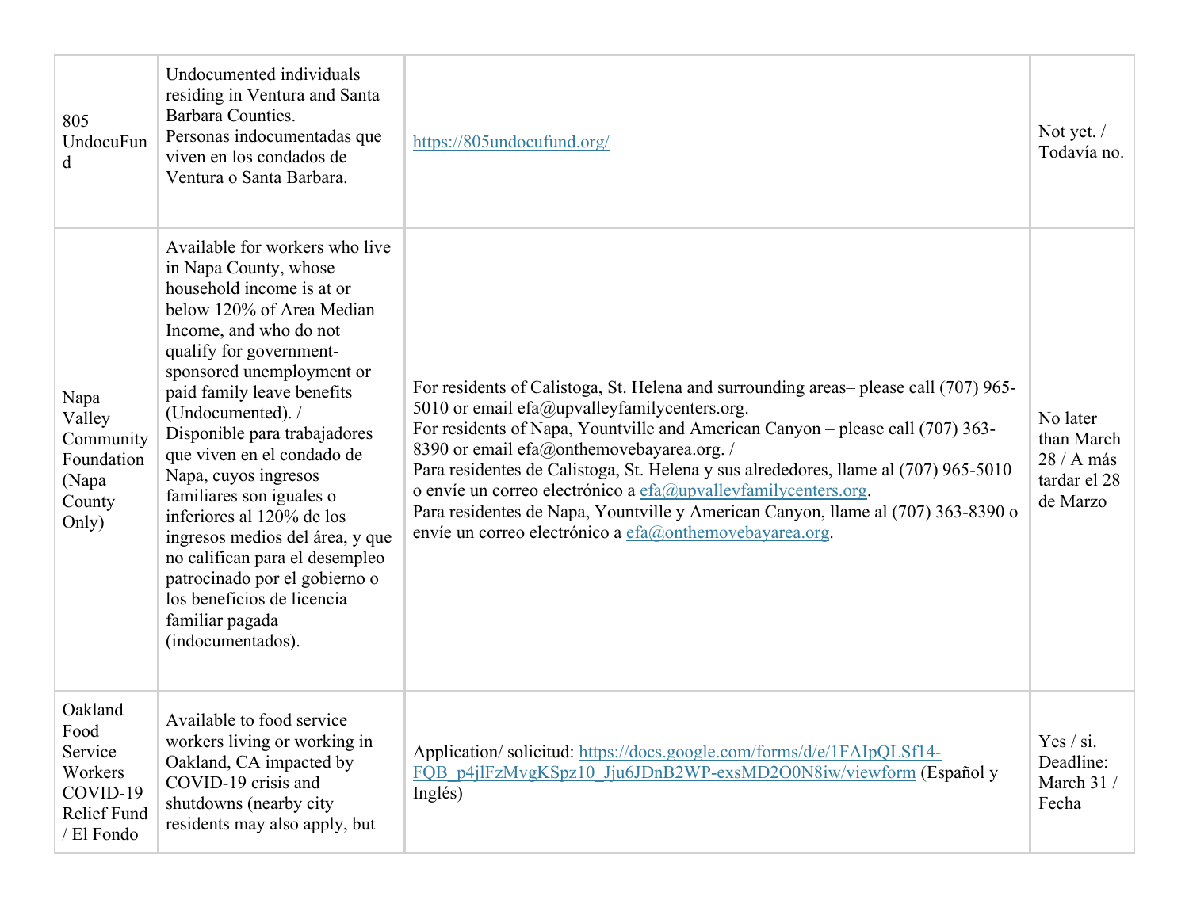| | | | |
|---|---|---|---|
| 805 UndocuFund | Undocumented individuals residing in Ventura and Santa Barbara Counties.<br>Personas indocumentadas que viven en los condados de Ventura o Santa Barbara. | https://805undocufund.org/ | Not yet. / Todavía no. |
| Napa Valley Community Foundation (Napa County Only) | Available for workers who live in Napa County, whose household income is at or below 120% of Area Median Income, and who do not qualify for government-sponsored unemployment or paid family leave benefits (Undocumented). / Disponible para trabajadores que viven en el condado de Napa, cuyos ingresos familiares son iguales o inferiores al 120% de los ingresos medios del área, y que no califican para el desempleo patrocinado por el gobierno o los beneficios de licencia familiar pagada (indocumentados). | For residents of Calistoga, St. Helena and surrounding areas– please call (707) 965-5010 or email efa@upvalleyfamilycenters.org.<br>For residents of Napa, Yountville and American Canyon – please call (707) 363-8390 or email efa@onthemovebayarea.org. /<br>Para residentes de Calistoga, St. Helena y sus alrededores, llame al (707) 965-5010 o envíe un correo electrónico a efa@upvalleyfamilycenters.org.<br>Para residentes de Napa, Yountville y American Canyon, llame al (707) 363-8390 o envíe un correo electrónico a efa@onthemovebayarea.org. | No later than March 28 / A más tardar el 28 de Marzo |
| Oakland Food Service Workers COVID-19 Relief Fund / El Fondo | Available to food service workers living or working in Oakland, CA impacted by COVID-19 crisis and shutdowns (nearby city residents may also apply, but | Application/ solicitud: https://docs.google.com/forms/d/e/1FAIpQLSf14-FQB_p4jlFzMvgKSpz10_Jju6JDnB2WP-exsMD2O0N8iw/viewform (Español y Inglés) | Yes / si. Deadline: March 31 / Fecha |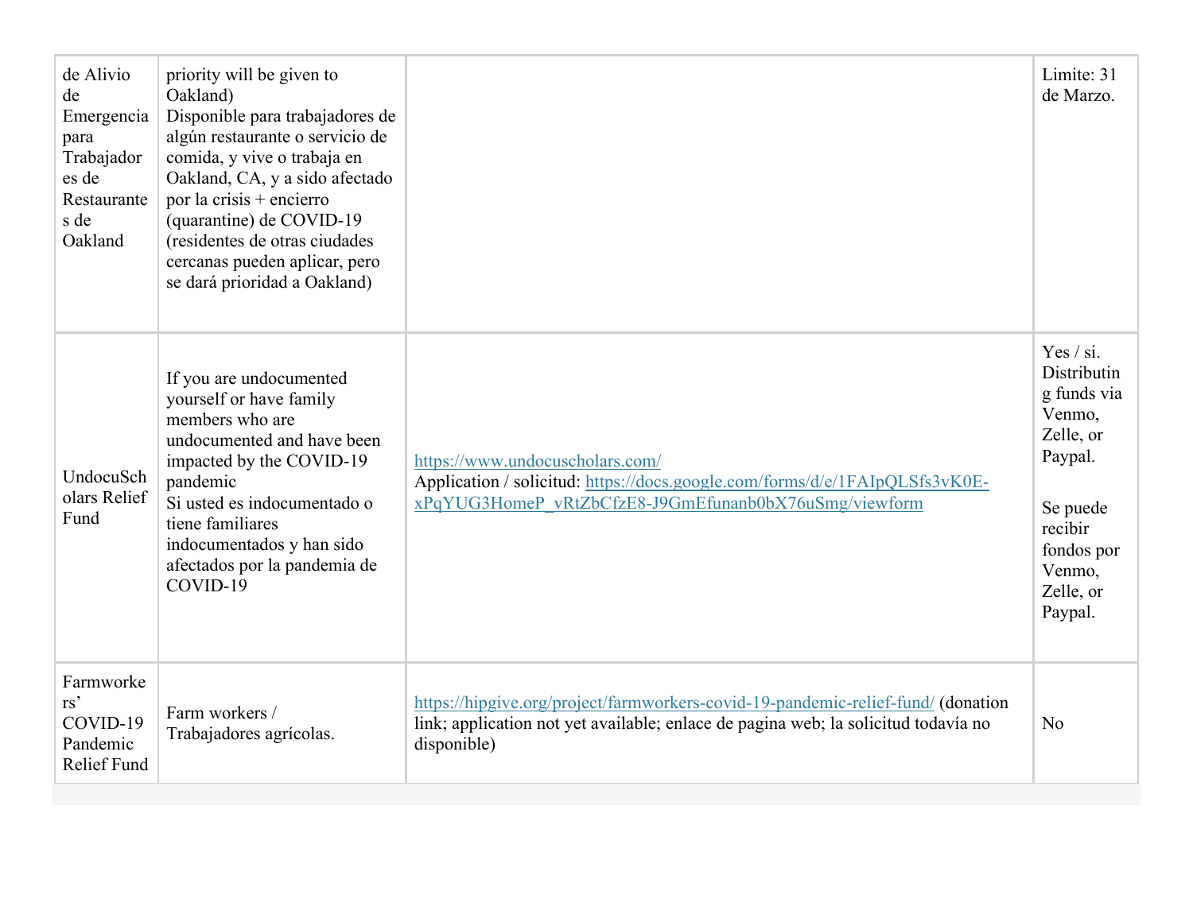| | | | |
|---|---|---|---|
| de Alivio de Emergencia para Trabajadores de Restaurantes de Oakland | priority will be given to Oakland)<br>Disponible para trabajadores de algún restaurante o servicio de comida, y vive o trabaja en Oakland, CA, y a sido afectado por la crisis + encierro (quarantine) de COVID-19 (residentes de otras ciudades cercanas pueden aplicar, pero se dará prioridad a Oakland) | | Limite: 31 de Marzo. |
| UndocuScholars Relief Fund | If you are undocumented yourself or have family members who are undocumented and have been impacted by the COVID-19 pandemic<br>Si usted es indocumentado o tiene familiares indocumentados y han sido afectados por la pandemia de COVID-19 | https://www.undocuscholars.com/<br>Application / solicitud: https://docs.google.com/forms/d/e/1FAIpQLSfs3vK0E-xPqYUG3HomeP_vRtZbCfzE8-J9GmEfunanb0bX76uSmg/viewform | Yes / si. Distributing funds via Venmo, Zelle, or Paypal.<br><br>Se puede recibir fondos por Venmo, Zelle, or Paypal. |
| Farmworkers' COVID-19 Pandemic Relief Fund | Farm workers / Trabajadores agrícolas. | https://hipgive.org/project/farmworkers-covid-19-pandemic-relief-fund/ (donation link; application not yet available; enlace de pagina web; la solicitud todavía no disponible) | No |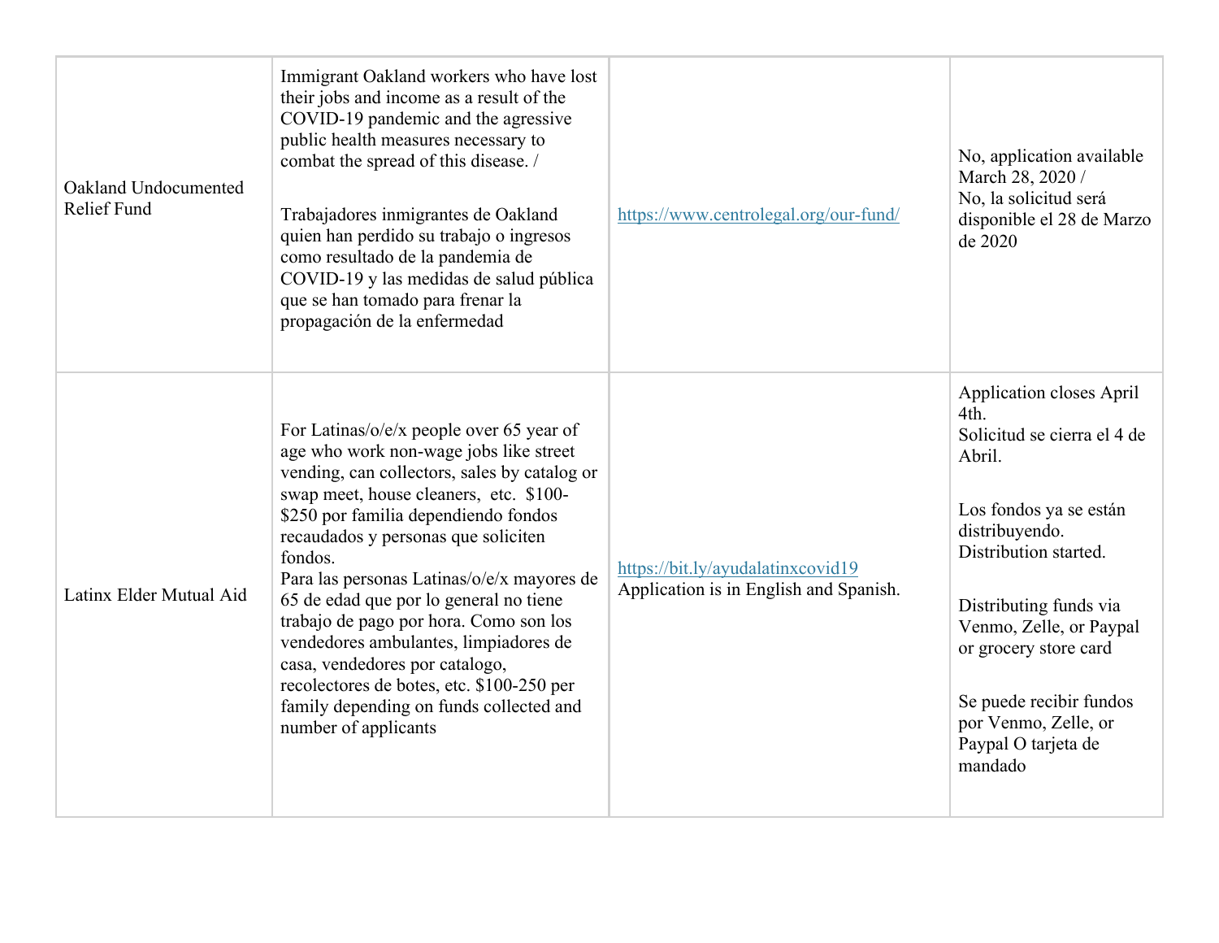| | | | |
|---|---|---|---|
| Oakland Undocumented Relief Fund | Immigrant Oakland workers who have lost their jobs and income as a result of the COVID-19 pandemic and the agressive public health measures necessary to combat the spread of this disease. /<br><br>Trabajadores inmigrantes de Oakland quien han perdido su trabajo o ingresos como resultado de la pandemia de COVID-19 y las medidas de salud pública que se han tomado para frenar la propagación de la enfermedad | https://www.centrolegal.org/our-fund/ | No, application available March 28, 2020 /<br>No, la solicitud será disponible el 28 de Marzo de 2020 |
| Latinx Elder Mutual Aid | For Latinas/o/e/x people over 65 year of age who work non-wage jobs like street vending, can collectors, sales by catalog or swap meet, house cleaners, etc. $100-$250 por familia dependiendo fondos recaudados y personas que soliciten fondos.<br>Para las personas Latinas/o/e/x mayores de 65 de edad que por lo general no tiene trabajo de pago por hora. Como son los vendedores ambulantes, limpiadores de casa, vendedores por catalogo, recolectores de botes, etc. $100-250 per family depending on funds collected and number of applicants | https://bit.ly/ayudalatinxcovid19<br>Application is in English and Spanish. | Application closes April 4th.<br>Solicitud se cierra el 4 de Abril.<br><br>Los fondos ya se están distribuyendo.<br>Distribution started.<br><br>Distributing funds via Venmo, Zelle, or Paypal or grocery store card<br><br>Se puede recibir fundos por Venmo, Zelle, or Paypal O tarjeta de mandado |